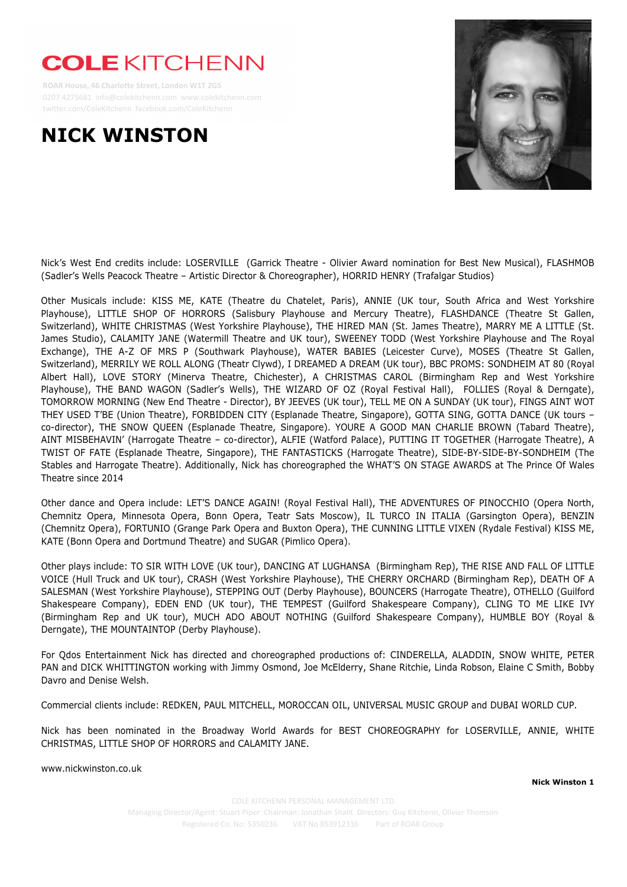# COLE KITCHENN

ROAR House, 46 Charlotte Street, London W1T 2GS
0207 4275681 info@colekitchenn.com www.colekitchenn.com
twitter.com/ColeKitchenn facebook.com/ColeKitchenn

# NICK WINSTON

Nick's West End credits include: LOSERVILLE (Garrick Theatre - Olivier Award nomination for Best New Musical), FLASHMOB (Sadler's Wells Peacock Theatre – Artistic Director & Choreographer), HORRID HENRY (Trafalgar Studios)

Other Musicals include: KISS ME, KATE (Theatre du Chatelet, Paris), ANNIE (UK tour, South Africa and West Yorkshire Playhouse), LITTLE SHOP OF HORRORS (Salisbury Playhouse and Mercury Theatre), FLASHDANCE (Theatre St Gallen, Switzerland), WHITE CHRISTMAS (West Yorkshire Playhouse), THE HIRED MAN (St. James Theatre), MARRY ME A LITTLE (St. James Studio), CALAMITY JANE (Watermill Theatre and UK tour), SWEENEY TODD (West Yorkshire Playhouse and The Royal Exchange), THE A-Z OF MRS P (Southwark Playhouse), WATER BABIES (Leicester Curve), MOSES (Theatre St Gallen, Switzerland), MERRILY WE ROLL ALONG (Theatr Clywd), I DREAMED A DREAM (UK tour), BBC PROMS: SONDHEIM AT 80 (Royal Albert Hall), LOVE STORY (Minerva Theatre, Chichester), A CHRISTMAS CAROL (Birmingham Rep and West Yorkshire Playhouse), THE BAND WAGON (Sadler's Wells), THE WIZARD OF OZ (Royal Festival Hall), FOLLIES (Royal & Derngate), TOMORROW MORNING (New End Theatre - Director), BY JEEVES (UK tour), TELL ME ON A SUNDAY (UK tour), FINGS AINT WOT THEY USED T'BE (Union Theatre), FORBIDDEN CITY (Esplanade Theatre, Singapore), GOTTA SING, GOTTA DANCE (UK tours – co-director), THE SNOW QUEEN (Esplanade Theatre, Singapore). YOURE A GOOD MAN CHARLIE BROWN (Tabard Theatre), AINT MISBEHAVIN' (Harrogate Theatre – co-director), ALFIE (Watford Palace), PUTTING IT TOGETHER (Harrogate Theatre), A TWIST OF FATE (Esplanade Theatre, Singapore), THE FANTASTICKS (Harrogate Theatre), SIDE-BY-SIDE-BY-SONDHEIM (The Stables and Harrogate Theatre). Additionally, Nick has choreographed the WHAT'S ON STAGE AWARDS at The Prince Of Wales Theatre since 2014

Other dance and Opera include: LET'S DANCE AGAIN! (Royal Festival Hall), THE ADVENTURES OF PINOCCHIO (Opera North, Chemnitz Opera, Minnesota Opera, Bonn Opera, Teatr Sats Moscow), IL TURCO IN ITALIA (Garsington Opera), BENZIN (Chemnitz Opera), FORTUNIO (Grange Park Opera and Buxton Opera), THE CUNNING LITTLE VIXEN (Rydale Festival) KISS ME, KATE (Bonn Opera and Dortmund Theatre) and SUGAR (Pimlico Opera).

Other plays include: TO SIR WITH LOVE (UK tour), DANCING AT LUGHANSA (Birmingham Rep), THE RISE AND FALL OF LITTLE VOICE (Hull Truck and UK tour), CRASH (West Yorkshire Playhouse), THE CHERRY ORCHARD (Birmingham Rep), DEATH OF A SALESMAN (West Yorkshire Playhouse), STEPPING OUT (Derby Playhouse), BOUNCERS (Harrogate Theatre), OTHELLO (Guilford Shakespeare Company), EDEN END (UK tour), THE TEMPEST (Guilford Shakespeare Company), CLING TO ME LIKE IVY (Birmingham Rep and UK tour), MUCH ADO ABOUT NOTHING (Guilford Shakespeare Company), HUMBLE BOY (Royal & Derngate), THE MOUNTAINTOP (Derby Playhouse).

For Qdos Entertainment Nick has directed and choreographed productions of: CINDERELLA, ALADDIN, SNOW WHITE, PETER PAN and DICK WHITTINGTON working with Jimmy Osmond, Joe McElderry, Shane Ritchie, Linda Robson, Elaine C Smith, Bobby Davro and Denise Welsh.

Commercial clients include: REDKEN, PAUL MITCHELL, MOROCCAN OIL, UNIVERSAL MUSIC GROUP and DUBAI WORLD CUP.

Nick has been nominated in the Broadway World Awards for BEST CHOREOGRAPHY for LOSERVILLE, ANNIE, WHITE CHRISTMAS, LITTLE SHOP OF HORRORS and CALAMITY JANE.

www.nickwinston.co.uk

COLE KITCHENN PERSONAL MANAGEMENT LTD
Managing Director/Agent: Stuart Piper Chairman: Jonathan Shalit Directors: Guy Kitchenn, Olivier Thomson
Registered Co. No: 5350236 VAT No 853912316 Part of ROAR Group